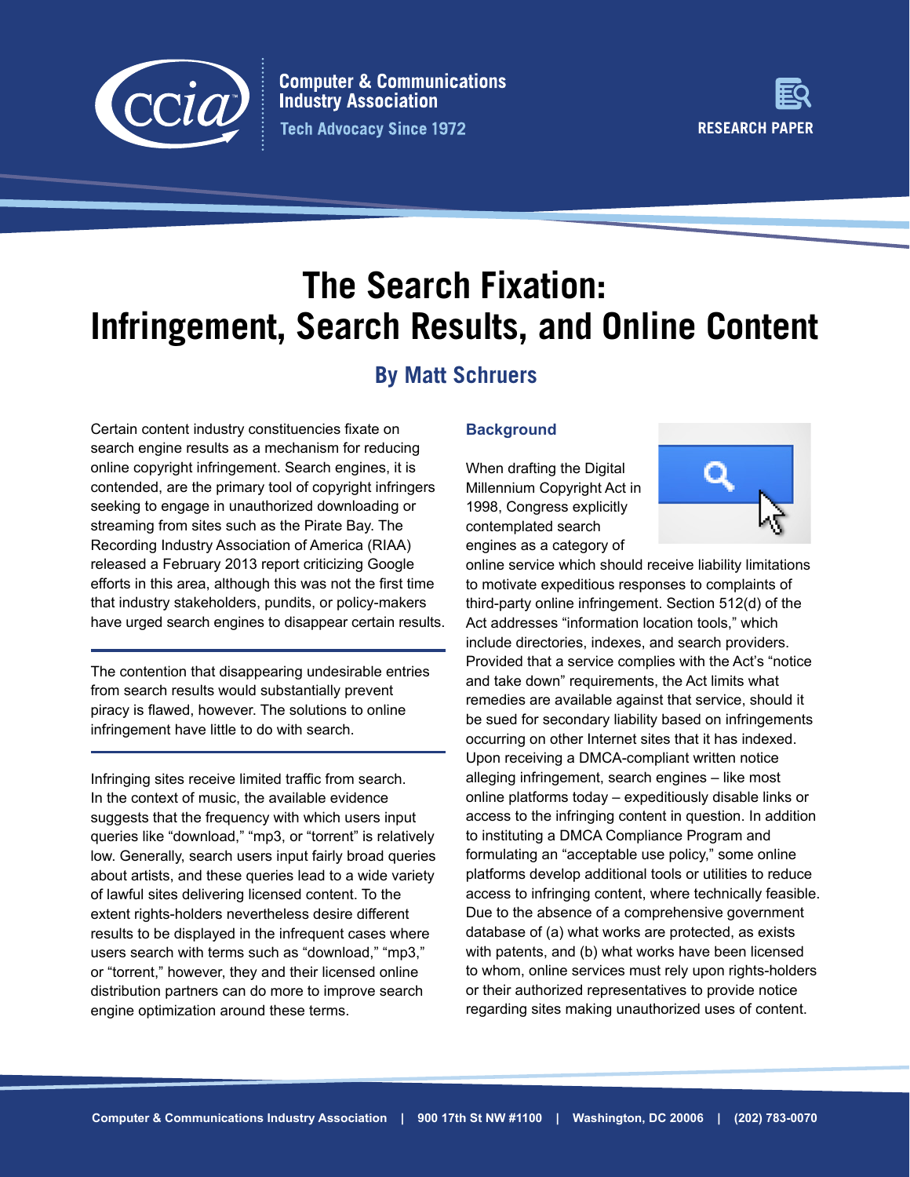# The Search Fixation: Infringement, Search Results, and Online Content

## By Matt Schruers

Certain content industry constituencies fixate on search engine results as a mechanism for reducing online copyright infringement. Search engines, it is contended, are the primary tool of copyright infringers seeking to engage in unauthorized downloading or streaming from sites such as the Pirate Bay. The Recording Industry Association of America (RIAA) released a February 2013 report criticizing Google efforts in this area, although this was not the first time that industry stakeholders, pundits, or policy-makers have urged search engines to disappear certain results.

---

The contention that disappearing undesirable entries from search results would substantially prevent piracy is flawed, however. The solutions to online infringement have little to do with search.

---

Infringing sites receive limited traffic from search. In the context of music, the available evidence suggests that the frequency with which users input queries like "download," "mp3, or "torrent" is relatively low. Generally, search users input fairly broad queries about artists, and these queries lead to a wide variety of lawful sites delivering licensed content. To the extent rights-holders nevertheless desire different results to be displayed in the infrequent cases where users search with terms such as "download," "mp3," or "torrent," however, they and their licensed online distribution partners can do more to improve search engine optimization around these terms.

### Background

When drafting the Digital Millennium Copyright Act in 1998, Congress explicitly contemplated search engines as a category of online service which should receive liability limitations to motivate expeditious responses to complaints of third-party online infringement. Section 512(d) of the Act addresses "information location tools," which include directories, indexes, and search providers. Provided that a service complies with the Act's "notice and take down" requirements, the Act limits what remedies are available against that service, should it be sued for secondary liability based on infringements occurring on other Internet sites that it has indexed. Upon receiving a DMCA-compliant written notice alleging infringement, search engines – like most online platforms today – expeditiously disable links or access to the infringing content in question. In addition to instituting a DMCA Compliance Program and formulating an "acceptable use policy," some online platforms develop additional tools or utilities to reduce access to infringing content, where technically feasible. Due to the absence of a comprehensive government database of (a) what works are protected, as exists with patents, and (b) what works have been licensed to whom, online services must rely upon rights-holders or their authorized representatives to provide notice regarding sites making unauthorized uses of content.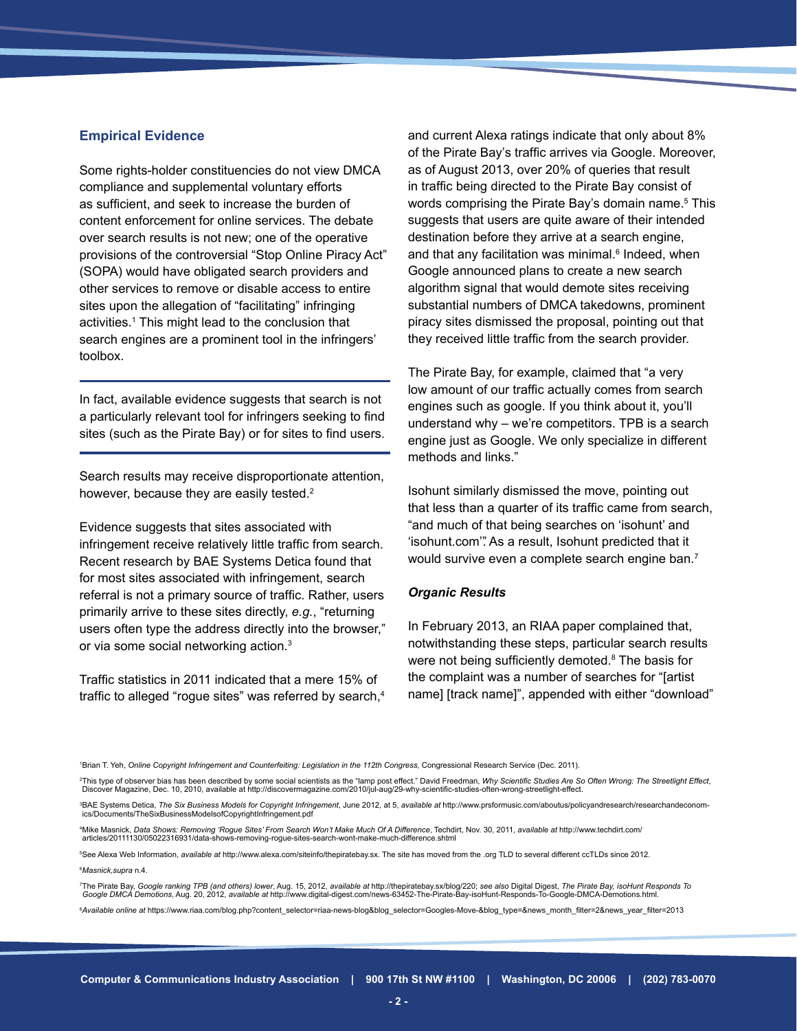### Empirical Evidence

Some rights-holder constituencies do not view DMCA compliance and supplemental voluntary efforts as sufficient, and seek to increase the burden of content enforcement for online services. The debate over search results is not new; one of the operative provisions of the controversial "Stop Online Piracy Act" (SOPA) would have obligated search providers and other services to remove or disable access to entire sites upon the allegation of "facilitating" infringing activities.[1] This might lead to the conclusion that search engines are a prominent tool in the infringers' toolbox.

In fact, available evidence suggests that search is not a particularly relevant tool for infringers seeking to find sites (such as the Pirate Bay) or for sites to find users.

Search results may receive disproportionate attention, however, because they are easily tested.[2]

Evidence suggests that sites associated with infringement receive relatively little traffic from search. Recent research by BAE Systems Detica found that for most sites associated with infringement, search referral is not a primary source of traffic. Rather, users primarily arrive to these sites directly, *e.g.*, "returning users often type the address directly into the browser," or via some social networking action.[3]

Traffic statistics in 2011 indicated that a mere 15% of traffic to alleged "rogue sites" was referred by search,[4] and current Alexa ratings indicate that only about 8% of the Pirate Bay's traffic arrives via Google. Moreover, as of August 2013, over 20% of queries that result in traffic being directed to the Pirate Bay consist of words comprising the Pirate Bay's domain name.[5] This suggests that users are quite aware of their intended destination before they arrive at a search engine, and that any facilitation was minimal.[6] Indeed, when Google announced plans to create a new search algorithm signal that would demote sites receiving substantial numbers of DMCA takedowns, prominent piracy sites dismissed the proposal, pointing out that they received little traffic from the search provider.

The Pirate Bay, for example, claimed that "a very low amount of our traffic actually comes from search engines such as google. If you think about it, you'll understand why – we're competitors. TPB is a search engine just as Google. We only specialize in different methods and links."

Isohunt similarly dismissed the move, pointing out that less than a quarter of its traffic came from search, "and much of that being searches on 'isohunt' and 'isohunt.com'". As a result, Isohunt predicted that it would survive even a complete search engine ban.[7]

#### *Organic Results*

In February 2013, an RIAA paper complained that, notwithstanding these steps, particular search results were not being sufficiently demoted.[8] The basis for the complaint was a number of searches for "[artist name] [track name]", appended with either "download"

---

[1] Brian T. Yeh, *Online Copyright Infringement and Counterfeiting: Legislation in the 112th Congress*, Congressional Research Service (Dec. 2011).

[2] This type of observer bias has been described by some social scientists as the "lamp post effect." David Freedman, *Why Scientific Studies Are So Often Wrong: The Streetlight Effect*, Discover Magazine, Dec. 10, 2010, available at http://discovermagazine.com/2010/jul-aug/29-why-scientific-studies-often-wrong-streetlight-effect.

[3] BAE Systems Detica, *The Six Business Models for Copyright Infringement*, June 2012, at 5, *available at* http://www.prsformusic.com/aboutus/policyandresearch/researchandeconomics/Documents/TheSixBusinessModelsofCopyrightInfringement.pdf

[4] Mike Masnick, *Data Shows: Removing 'Rogue Sites' From Search Won't Make Much Of A Difference*, Techdirt, Nov. 30, 2011, *available at* http://www.techdirt.com/articles/20111130/05022316931/data-shows-removing-rogue-sites-search-wont-make-much-difference.shtml

[5] See Alexa Web Information, *available at* http://www.alexa.com/siteinfo/thepiratebay.sx. The site has moved from the .org TLD to several different ccTLDs since 2012.

[6] *Masnick,supra* n.4.

[7] The Pirate Bay, *Google ranking TPB (and others) lower*, Aug. 15, 2012, *available at* http://thepiratebay.sx/blog/220; *see also* Digital Digest, *The Pirate Bay, isoHunt Responds To Google DMCA Demotions*, Aug. 20, 2012, *available at* http://www.digital-digest.com/news-63452-The-Pirate-Bay-isoHunt-Responds-To-Google-DMCA-Demotions.html.

[8] *Available online at* https://www.riaa.com/blog.php?content_selector=riaa-news-blog&blog_selector=Googles-Move-&blog_type=&news_month_filter=2&news_year_filter=2013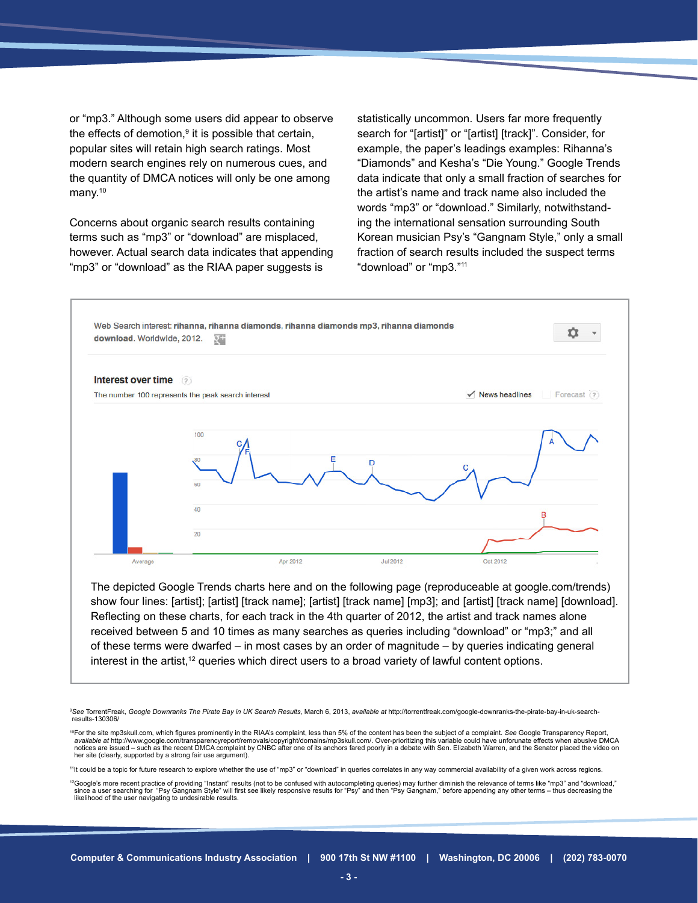or "mp3." Although some users did appear to observe the effects of demotion,[9] it is possible that certain, popular sites will retain high search ratings. Most modern search engines rely on numerous cues, and the quantity of DMCA notices will only be one among many.[10]

Concerns about organic search results containing terms such as "mp3" or "download" are misplaced, however. Actual search data indicates that appending "mp3" or "download" as the RIAA paper suggests is statistically uncommon. Users far more frequently search for "[artist]" or "[artist] [track]". Consider, for example, the paper's leadings examples: Rihanna's "Diamonds" and Kesha's "Die Young." Google Trends data indicate that only a small fraction of searches for the artist's name and track name also included the words "mp3" or "download." Similarly, notwithstanding the international sensation surrounding South Korean musician Psy's "Gangnam Style," only a small fraction of search results included the suspect terms "download" or "mp3."[11]

Web Search interest: **rihanna, rihanna diamonds, rihanna diamonds mp3, rihanna diamonds download**. Worldwide, 2012.

**Interest over time**

The number 100 represents the peak search interest

The depicted Google Trends charts here and on the following page (reproduceable at google.com/trends) show four lines: [artist]; [artist] [track name]; [artist] [track name] [mp3]; and [artist] [track name] [download]. Reflecting on these charts, for each track in the 4th quarter of 2012, the artist and track names alone received between 5 and 10 times as many searches as queries including "download" or "mp3;" and all of these terms were dwarfed – in most cases by an order of magnitude – by queries indicating general interest in the artist,[12] queries which direct users to a broad variety of lawful content options.

---

[9] *See* TorrentFreak, *Google Downranks The Pirate Bay in UK Search Results*, March 6, 2013, *available at* http://torrentfreak.com/google-downranks-the-pirate-bay-in-uk-search-results-130306/

[10] For the site mp3skull.com, which figures prominently in the RIAA's complaint, less than 5% of the content has been the subject of a complaint. *See* Google Transparency Report, *available at* http://www.google.com/transparencyreport/removals/copyright/domains/mp3skull.com/. Over-prioritizing this variable could have unfortunate effects when abusive DMCA notices are issued – such as the recent DMCA complaint by CNBC after one of its anchors fared poorly in a debate with Sen. Elizabeth Warren, and the Senator placed the video on her site (clearly, supported by a strong fair use argument).

[11] It could be a topic for future research to explore whether the use of "mp3" or "download" in queries correlates in any way commercial availability of a given work across regions.

[12] Google's more recent practice of providing "Instant" results (not to be confused with autocompleting queries) may further diminish the relevance of terms like "mp3" and "download," since a user searching for "Psy Gangnam Style" will first see likely responsive results for "Psy" and then "Psy Gangnam," before appending any other terms – thus decreasing the likelihood of the user navigating to undesirable results.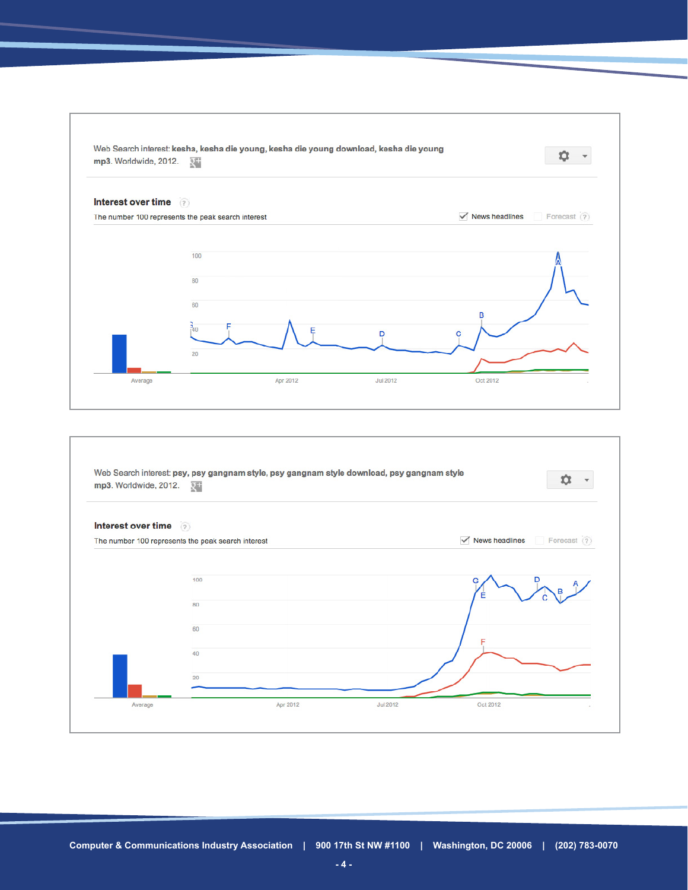Web Search interest: **kesha, kesha die young, kesha die young download, kesha die young mp3**. Worldwide, 2012.

**Interest over time**

The number 100 represents the peak search interest

News headlines    Forecast

100
80
60
40
20

Average    Apr 2012    Jul 2012    Oct 2012

Web Search interest: **psy, psy gangnam style, psy gangnam style download, psy gangnam style mp3**. Worldwide, 2012.

**Interest over time**

The number 100 represents the peak search interest

News headlines    Forecast

100
80
60
40
20

Average    Apr 2012    Jul 2012    Oct 2012

Computer & Communications Industry Association | 900 17th St NW #1100 | Washington, DC 20006 | (202) 783-0070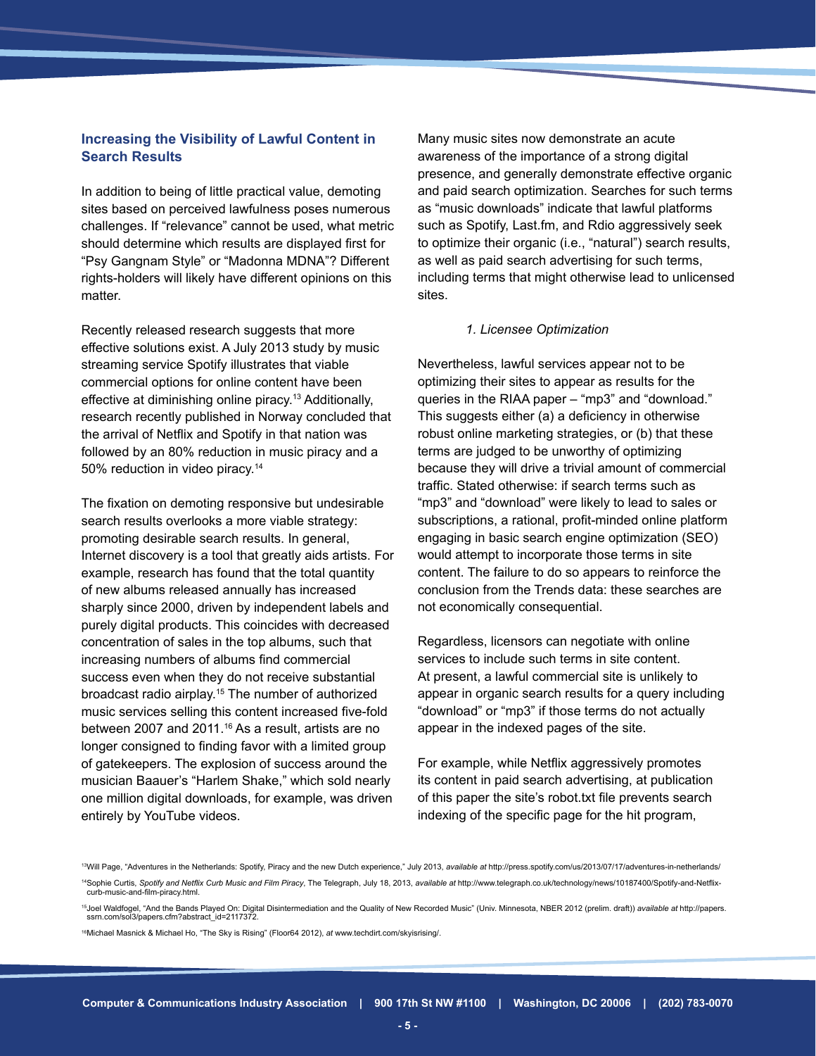## Increasing the Visibility of Lawful Content in Search Results

In addition to being of little practical value, demoting sites based on perceived lawfulness poses numerous challenges. If "relevance" cannot be used, what metric should determine which results are displayed first for "Psy Gangnam Style" or "Madonna MDNA"? Different rights-holders will likely have different opinions on this matter.

Recently released research suggests that more effective solutions exist. A July 2013 study by music streaming service Spotify illustrates that viable commercial options for online content have been effective at diminishing online piracy.[13] Additionally, research recently published in Norway concluded that the arrival of Netflix and Spotify in that nation was followed by an 80% reduction in music piracy and a 50% reduction in video piracy.[14]

The fixation on demoting responsive but undesirable search results overlooks a more viable strategy: promoting desirable search results. In general, Internet discovery is a tool that greatly aids artists. For example, research has found that the total quantity of new albums released annually has increased sharply since 2000, driven by independent labels and purely digital products. This coincides with decreased concentration of sales in the top albums, such that increasing numbers of albums find commercial success even when they do not receive substantial broadcast radio airplay.[15] The number of authorized music services selling this content increased five-fold between 2007 and 2011.[16] As a result, artists are no longer consigned to finding favor with a limited group of gatekeepers. The explosion of success around the musician Baauer's "Harlem Shake," which sold nearly one million digital downloads, for example, was driven entirely by YouTube videos.

Many music sites now demonstrate an acute awareness of the importance of a strong digital presence, and generally demonstrate effective organic and paid search optimization. Searches for such terms as "music downloads" indicate that lawful platforms such as Spotify, Last.fm, and Rdio aggressively seek to optimize their organic (i.e., "natural") search results, as well as paid search advertising for such terms, including terms that might otherwise lead to unlicensed sites.

### *1. Licensee Optimization*

Nevertheless, lawful services appear not to be optimizing their sites to appear as results for the queries in the RIAA paper – "mp3" and "download." This suggests either (a) a deficiency in otherwise robust online marketing strategies, or (b) that these terms are judged to be unworthy of optimizing because they will drive a trivial amount of commercial traffic. Stated otherwise: if search terms such as "mp3" and "download" were likely to lead to sales or subscriptions, a rational, profit-minded online platform engaging in basic search engine optimization (SEO) would attempt to incorporate those terms in site content. The failure to do so appears to reinforce the conclusion from the Trends data: these searches are not economically consequential.

Regardless, licensors can negotiate with online services to include such terms in site content. At present, a lawful commercial site is unlikely to appear in organic search results for a query including "download" or "mp3" if those terms do not actually appear in the indexed pages of the site.

For example, while Netflix aggressively promotes its content in paid search advertising, at publication of this paper the site's robot.txt file prevents search indexing of the specific page for the hit program,

---

[13] Will Page, "Adventures in the Netherlands: Spotify, Piracy and the new Dutch experience," July 2013, *available at* http://press.spotify.com/us/2013/07/17/adventures-in-netherlands/

[14] Sophie Curtis, *Spotify and Netflix Curb Music and Film Piracy*, The Telegraph, July 18, 2013, *available at* http://www.telegraph.co.uk/technology/news/10187400/Spotify-and-Netflix-curb-music-and-film-piracy.html.

[15] Joel Waldfogel, "And the Bands Played On: Digital Disintermediation and the Quality of New Recorded Music" (Univ. Minnesota, NBER 2012 (prelim. draft)) *available at* http://papers.ssrn.com/sol3/papers.cfm?abstract_id=2117372.

[16] Michael Masnick & Michael Ho, "The Sky is Rising" (Floor64 2012), *at* www.techdirt.com/skyisrising/.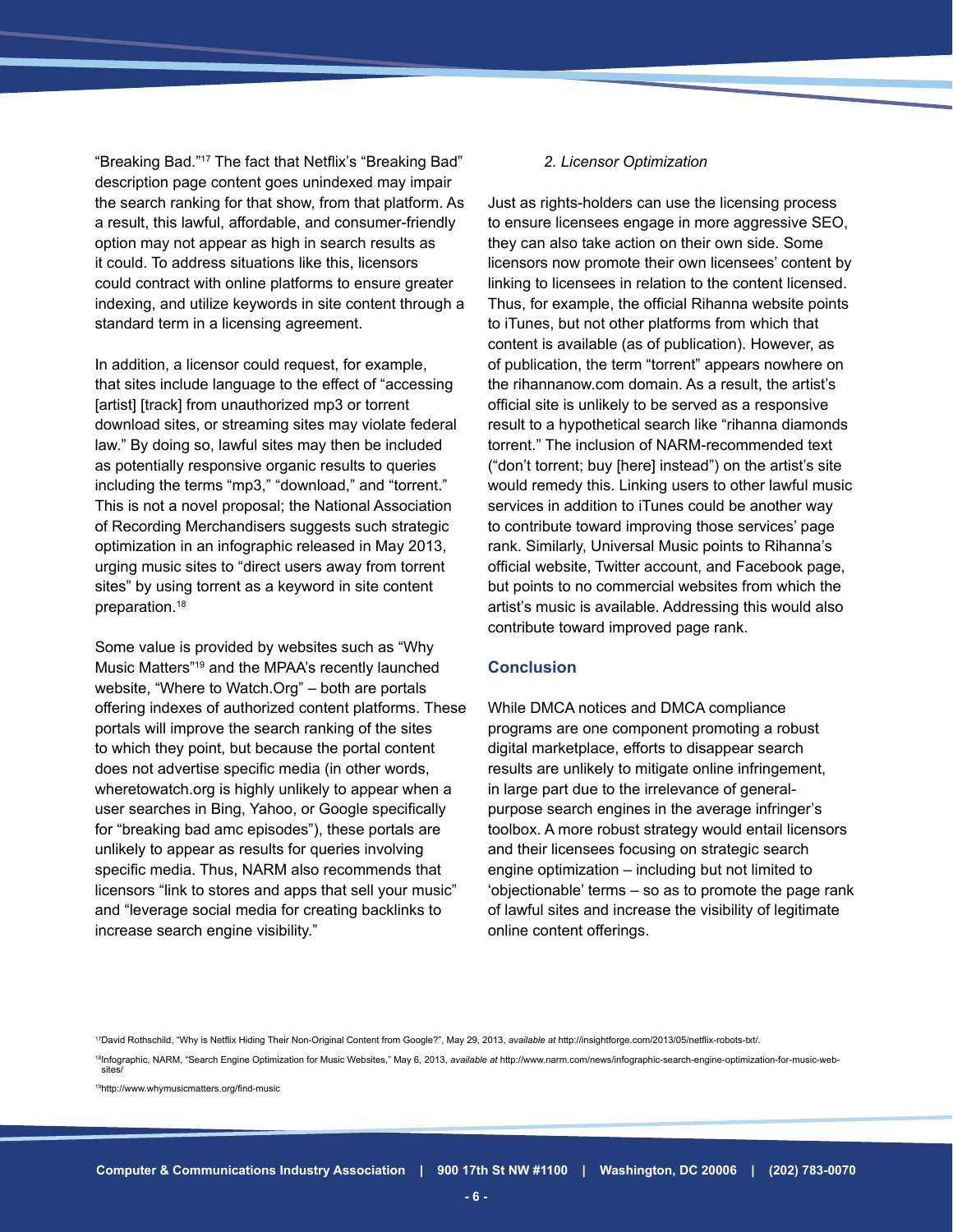"Breaking Bad."[17] The fact that Netflix's "Breaking Bad" description page content goes unindexed may impair the search ranking for that show, from that platform. As a result, this lawful, affordable, and consumer-friendly option may not appear as high in search results as it could. To address situations like this, licensors could contract with online platforms to ensure greater indexing, and utilize keywords in site content through a standard term in a licensing agreement.

In addition, a licensor could request, for example, that sites include language to the effect of "accessing [artist] [track] from unauthorized mp3 or torrent download sites, or streaming sites may violate federal law." By doing so, lawful sites may then be included as potentially responsive organic results to queries including the terms "mp3," "download," and "torrent." This is not a novel proposal; the National Association of Recording Merchandisers suggests such strategic optimization in an infographic released in May 2013, urging music sites to "direct users away from torrent sites" by using torrent as a keyword in site content preparation.[18]

Some value is provided by websites such as "Why Music Matters"[19] and the MPAA's recently launched website, "Where to Watch.Org" – both are portals offering indexes of authorized content platforms. These portals will improve the search ranking of the sites to which they point, but because the portal content does not advertise specific media (in other words, wheretowatch.org is highly unlikely to appear when a user searches in Bing, Yahoo, or Google specifically for "breaking bad amc episodes"), these portals are unlikely to appear as results for queries involving specific media. Thus, NARM also recommends that licensors "link to stores and apps that sell your music" and "leverage social media for creating backlinks to increase search engine visibility."

*2. Licensor Optimization*

Just as rights-holders can use the licensing process to ensure licensees engage in more aggressive SEO, they can also take action on their own side. Some licensors now promote their own licensees' content by linking to licensees in relation to the content licensed. Thus, for example, the official Rihanna website points to iTunes, but not other platforms from which that content is available (as of publication). However, as of publication, the term "torrent" appears nowhere on the rihannanow.com domain. As a result, the artist's official site is unlikely to be served as a responsive result to a hypothetical search like "rihanna diamonds torrent." The inclusion of NARM-recommended text ("don't torrent; buy [here] instead") on the artist's site would remedy this. Linking users to other lawful music services in addition to iTunes could be another way to contribute toward improving those services' page rank. Similarly, Universal Music points to Rihanna's official website, Twitter account, and Facebook page, but points to no commercial websites from which the artist's music is available. Addressing this would also contribute toward improved page rank.

## Conclusion

While DMCA notices and DMCA compliance programs are one component promoting a robust digital marketplace, efforts to disappear search results are unlikely to mitigate online infringement, in large part due to the irrelevance of general-purpose search engines in the average infringer's toolbox. A more robust strategy would entail licensors and their licensees focusing on strategic search engine optimization – including but not limited to 'objectionable' terms – so as to promote the page rank of lawful sites and increase the visibility of legitimate online content offerings.

[17] David Rothschild, "Why is Netflix Hiding Their Non-Original Content from Google?", May 29, 2013, *available at* http://insightforge.com/2013/05/netflix-robots-txt/.

[18] Infographic, NARM, "Search Engine Optimization for Music Websites," May 6, 2013, *available at* http://www.narm.com/news/infographic-search-engine-optimization-for-music-web-sites/

[19] http://www.whymusicmatters.org/find-music